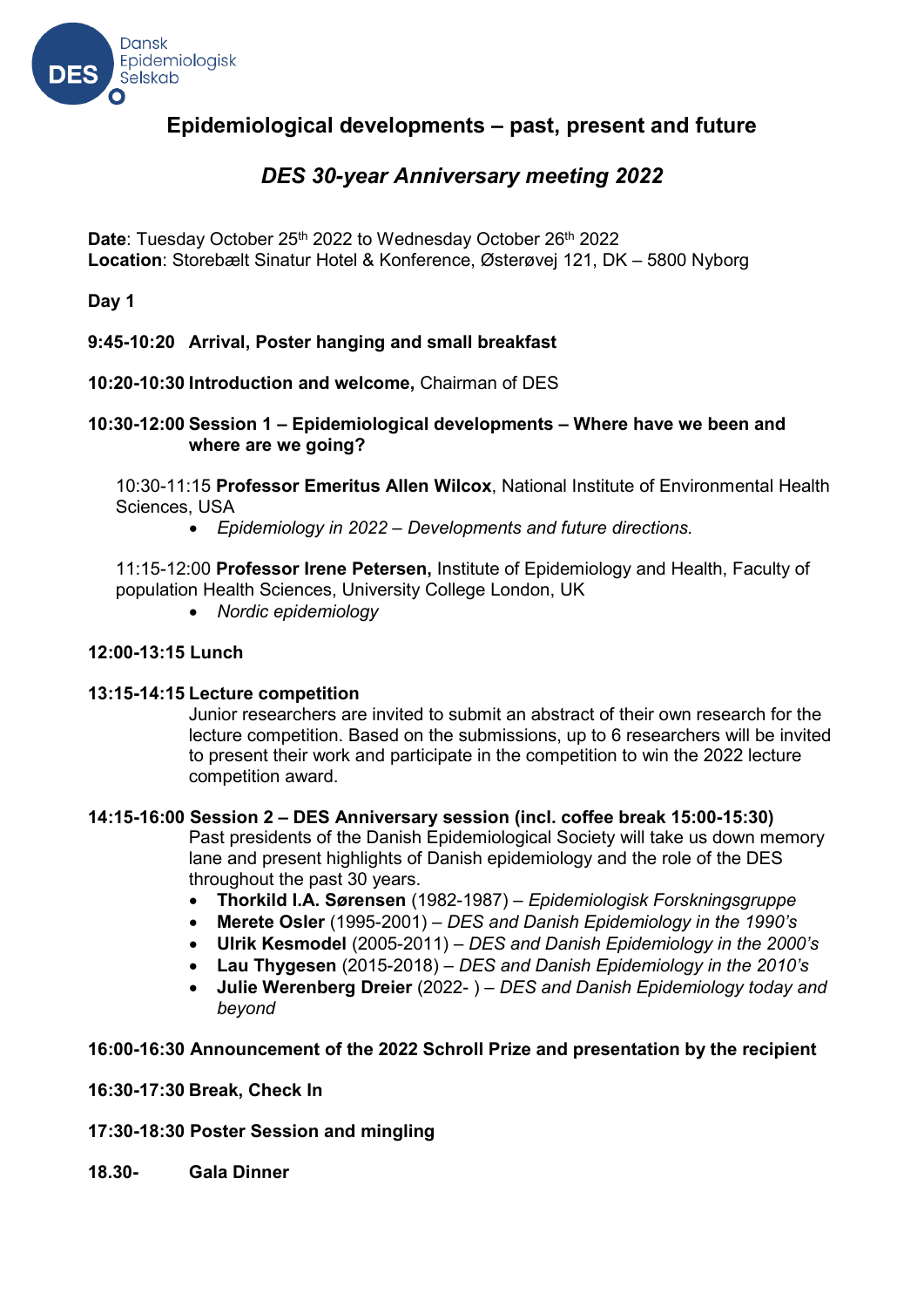# Epidemiological developments – past, present and future

## *DES 30-year Anniversary meeting 2022*

**Date**: Tuesday October 25th 2022 to Wednesday October 26th 2022
**Location**: Storebælt Sinatur Hotel & Konference, Østerøvej 121, DK – 5800 Nyborg

**Day 1**

**9:45-10:20 Arrival, Poster hanging and small breakfast**

**10:20-10:30 Introduction and welcome,** Chairman of DES

**10:30-12:00 Session 1 – Epidemiological developments – Where have we been and where are we going?**

10:30-11:15 **Professor Emeritus Allen Wilcox**, National Institute of Environmental Health Sciences, USA

- *Epidemiology in 2022 – Developments and future directions.*

11:15-12:00 **Professor Irene Petersen,** Institute of Epidemiology and Health, Faculty of population Health Sciences, University College London, UK

- *Nordic epidemiology*

**12:00-13:15 Lunch**

**13:15-14:15 Lecture competition**

Junior researchers are invited to submit an abstract of their own research for the lecture competition. Based on the submissions, up to 6 researchers will be invited to present their work and participate in the competition to win the 2022 lecture competition award.

**14:15-16:00 Session 2 – DES Anniversary session (incl. coffee break 15:00-15:30)**

Past presidents of the Danish Epidemiological Society will take us down memory lane and present highlights of Danish epidemiology and the role of the DES throughout the past 30 years.

- **Thorkild I.A. Sørensen** (1982-1987) – *Epidemiologisk Forskningsgruppe*
- **Merete Osler** (1995-2001) – *DES and Danish Epidemiology in the 1990's*
- **Ulrik Kesmodel** (2005-2011) – *DES and Danish Epidemiology in the 2000's*
- **Lau Thygesen** (2015-2018) – *DES and Danish Epidemiology in the 2010's*
- **Julie Werenberg Dreier** (2022- ) – *DES and Danish Epidemiology today and beyond*

**16:00-16:30 Announcement of the 2022 Schroll Prize and presentation by the recipient**

**16:30-17:30 Break, Check In**

**17:30-18:30 Poster Session and mingling**

**18.30- Gala Dinner**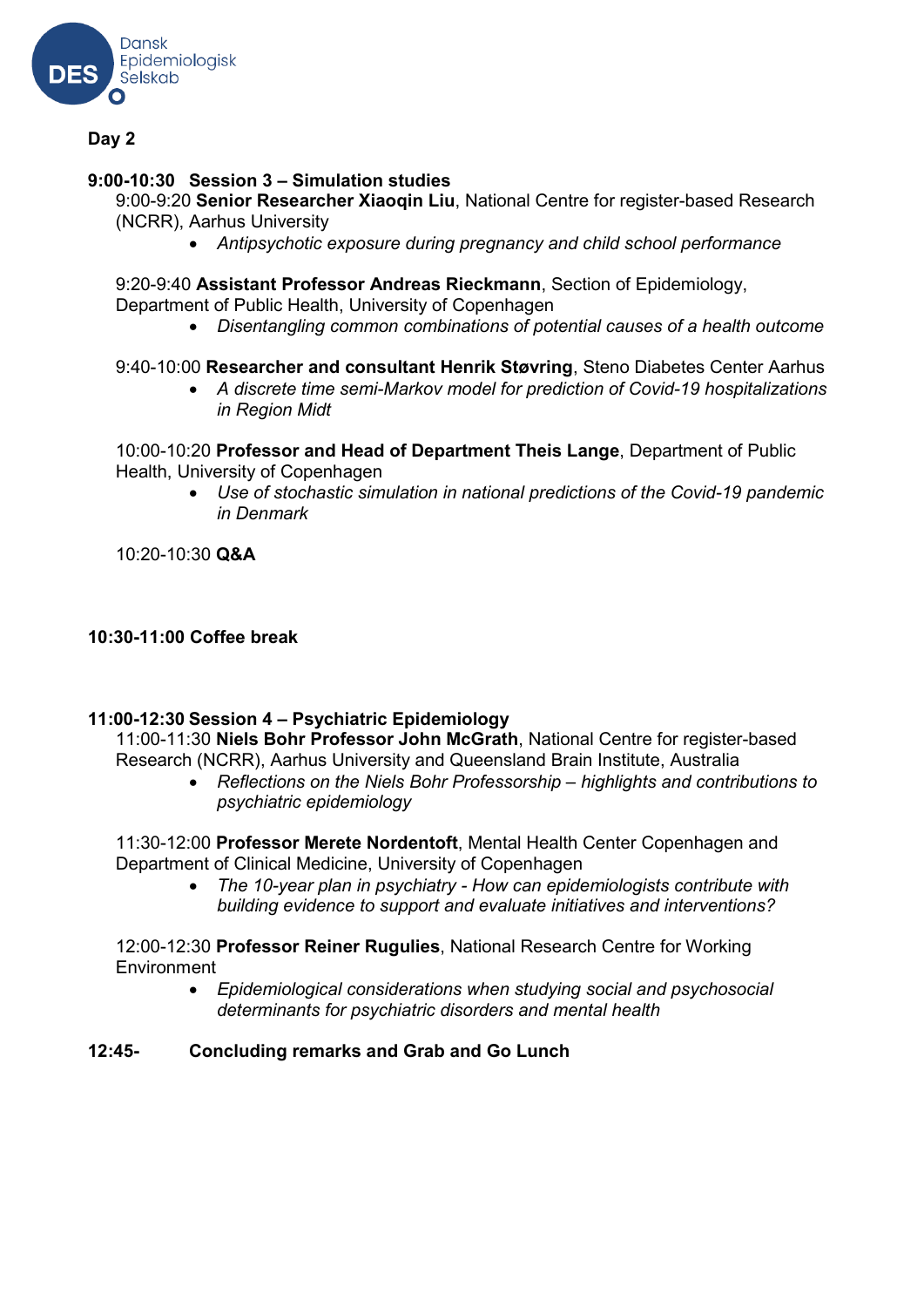## Day 2

**9:00-10:30 Session 3 – Simulation studies**

9:00-9:20 **Senior Researcher Xiaoqin Liu**, National Centre for register-based Research (NCRR), Aarhus University

- *Antipsychotic exposure during pregnancy and child school performance*

9:20-9:40 **Assistant Professor Andreas Rieckmann**, Section of Epidemiology, Department of Public Health, University of Copenhagen

- *Disentangling common combinations of potential causes of a health outcome*

9:40-10:00 **Researcher and consultant Henrik Støvring**, Steno Diabetes Center Aarhus

- *A discrete time semi-Markov model for prediction of Covid-19 hospitalizations in Region Midt*

10:00-10:20 **Professor and Head of Department Theis Lange**, Department of Public Health, University of Copenhagen

- *Use of stochastic simulation in national predictions of the Covid-19 pandemic in Denmark*

10:20-10:30 **Q&A**

**10:30-11:00 Coffee break**

**11:00-12:30 Session 4 – Psychiatric Epidemiology**

11:00-11:30 **Niels Bohr Professor John McGrath**, National Centre for register-based Research (NCRR), Aarhus University and Queensland Brain Institute, Australia

- *Reflections on the Niels Bohr Professorship – highlights and contributions to psychiatric epidemiology*

11:30-12:00 **Professor Merete Nordentoft**, Mental Health Center Copenhagen and Department of Clinical Medicine, University of Copenhagen

- *The 10-year plan in psychiatry - How can epidemiologists contribute with building evidence to support and evaluate initiatives and interventions?*

12:00-12:30 **Professor Reiner Rugulies**, National Research Centre for Working Environment

- *Epidemiological considerations when studying social and psychosocial determinants for psychiatric disorders and mental health*

**12:45- Concluding remarks and Grab and Go Lunch**